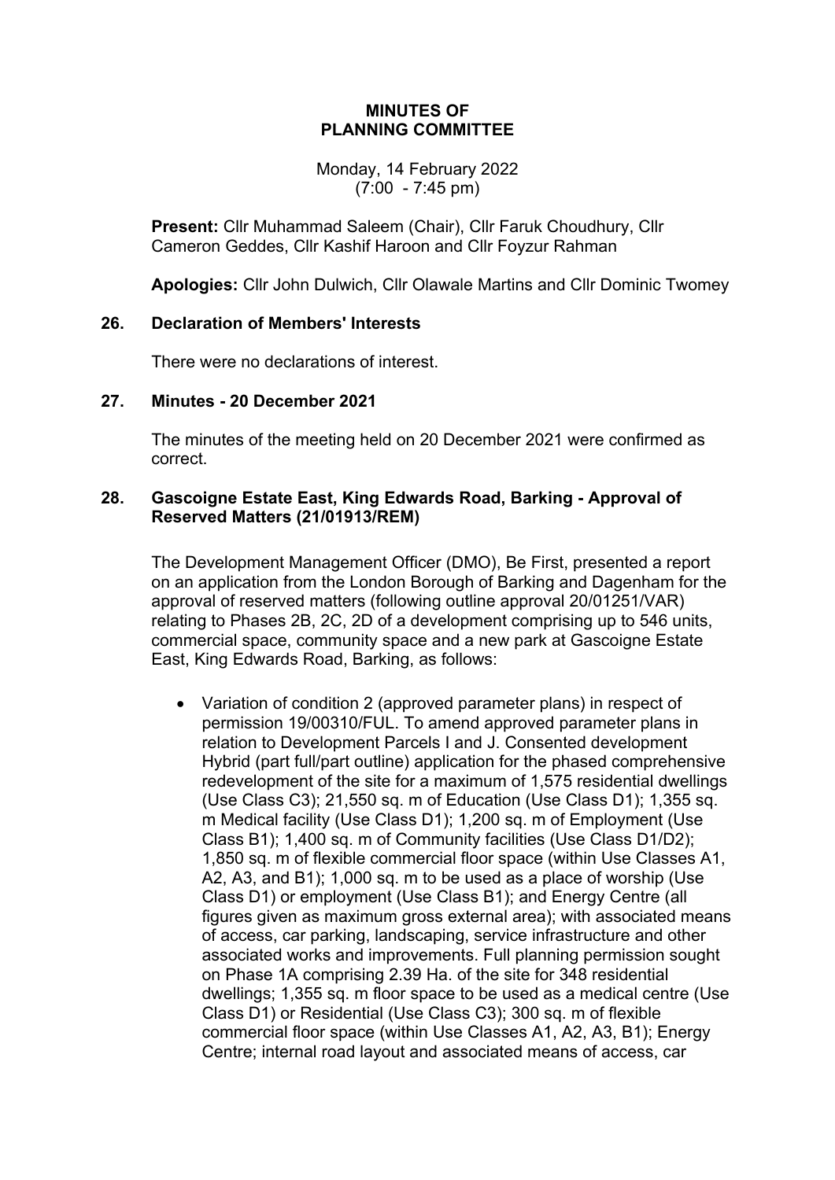# MINUTES OF PLANNING COMMITTEE

Monday, 14 February 2022
(7:00 - 7:45 pm)

**Present:** Cllr Muhammad Saleem (Chair), Cllr Faruk Choudhury, Cllr Cameron Geddes, Cllr Kashif Haroon and Cllr Foyzur Rahman

**Apologies:** Cllr John Dulwich, Cllr Olawale Martins and Cllr Dominic Twomey

## 26. Declaration of Members' Interests

There were no declarations of interest.

## 27. Minutes - 20 December 2021

The minutes of the meeting held on 20 December 2021 were confirmed as correct.

## 28. Gascoigne Estate East, King Edwards Road, Barking - Approval of Reserved Matters (21/01913/REM)

The Development Management Officer (DMO), Be First, presented a report on an application from the London Borough of Barking and Dagenham for the approval of reserved matters (following outline approval 20/01251/VAR) relating to Phases 2B, 2C, 2D of a development comprising up to 546 units, commercial space, community space and a new park at Gascoigne Estate East, King Edwards Road, Barking, as follows:

- Variation of condition 2 (approved parameter plans) in respect of permission 19/00310/FUL. To amend approved parameter plans in relation to Development Parcels I and J. Consented development Hybrid (part full/part outline) application for the phased comprehensive redevelopment of the site for a maximum of 1,575 residential dwellings (Use Class C3); 21,550 sq. m of Education (Use Class D1); 1,355 sq. m Medical facility (Use Class D1); 1,200 sq. m of Employment (Use Class B1); 1,400 sq. m of Community facilities (Use Class D1/D2); 1,850 sq. m of flexible commercial floor space (within Use Classes A1, A2, A3, and B1); 1,000 sq. m to be used as a place of worship (Use Class D1) or employment (Use Class B1); and Energy Centre (all figures given as maximum gross external area); with associated means of access, car parking, landscaping, service infrastructure and other associated works and improvements. Full planning permission sought on Phase 1A comprising 2.39 Ha. of the site for 348 residential dwellings; 1,355 sq. m floor space to be used as a medical centre (Use Class D1) or Residential (Use Class C3); 300 sq. m of flexible commercial floor space (within Use Classes A1, A2, A3, B1); Energy Centre; internal road layout and associated means of access, car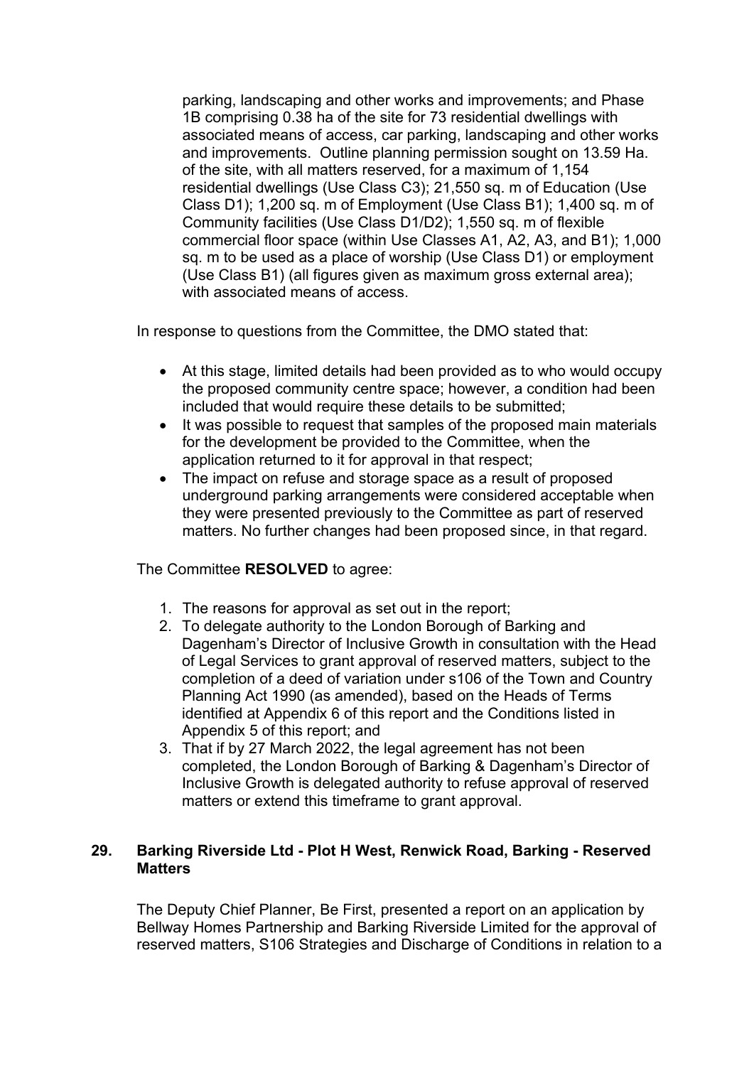parking, landscaping and other works and improvements; and Phase 1B comprising 0.38 ha of the site for 73 residential dwellings with associated means of access, car parking, landscaping and other works and improvements. Outline planning permission sought on 13.59 Ha. of the site, with all matters reserved, for a maximum of 1,154 residential dwellings (Use Class C3); 21,550 sq. m of Education (Use Class D1); 1,200 sq. m of Employment (Use Class B1); 1,400 sq. m of Community facilities (Use Class D1/D2); 1,550 sq. m of flexible commercial floor space (within Use Classes A1, A2, A3, and B1); 1,000 sq. m to be used as a place of worship (Use Class D1) or employment (Use Class B1) (all figures given as maximum gross external area); with associated means of access.

In response to questions from the Committee, the DMO stated that:

- At this stage, limited details had been provided as to who would occupy the proposed community centre space; however, a condition had been included that would require these details to be submitted;
- It was possible to request that samples of the proposed main materials for the development be provided to the Committee, when the application returned to it for approval in that respect;
- The impact on refuse and storage space as a result of proposed underground parking arrangements were considered acceptable when they were presented previously to the Committee as part of reserved matters. No further changes had been proposed since, in that regard.

The Committee **RESOLVED** to agree:

1. The reasons for approval as set out in the report;
2. To delegate authority to the London Borough of Barking and Dagenham's Director of Inclusive Growth in consultation with the Head of Legal Services to grant approval of reserved matters, subject to the completion of a deed of variation under s106 of the Town and Country Planning Act 1990 (as amended), based on the Heads of Terms identified at Appendix 6 of this report and the Conditions listed in Appendix 5 of this report; and
3. That if by 27 March 2022, the legal agreement has not been completed, the London Borough of Barking & Dagenham's Director of Inclusive Growth is delegated authority to refuse approval of reserved matters or extend this timeframe to grant approval.

## 29. Barking Riverside Ltd - Plot H West, Renwick Road, Barking - Reserved Matters

The Deputy Chief Planner, Be First, presented a report on an application by Bellway Homes Partnership and Barking Riverside Limited for the approval of reserved matters, S106 Strategies and Discharge of Conditions in relation to a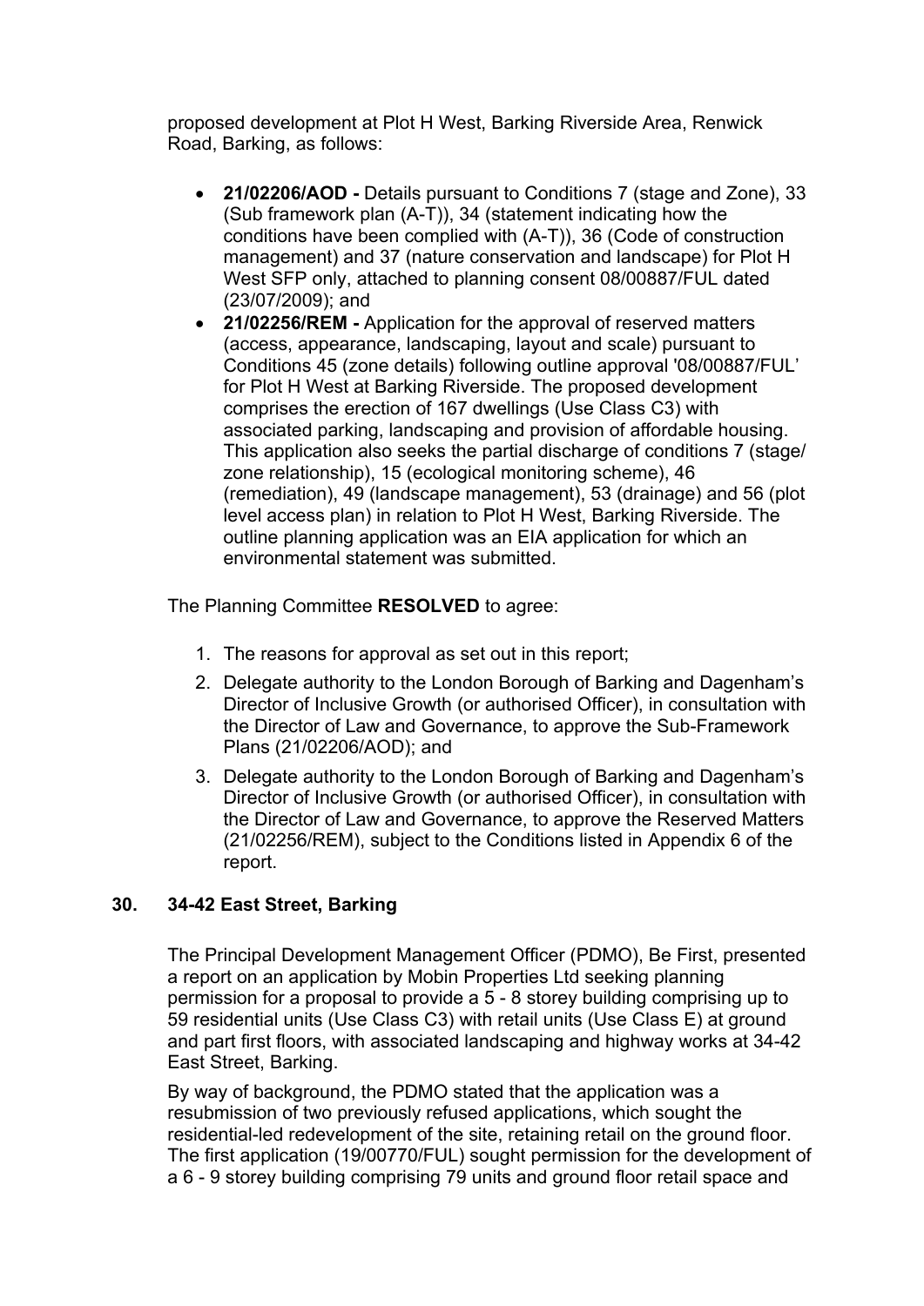proposed development at Plot H West, Barking Riverside Area, Renwick Road, Barking, as follows:

- **21/02206/AOD -** Details pursuant to Conditions 7 (stage and Zone), 33 (Sub framework plan (A-T)), 34 (statement indicating how the conditions have been complied with (A-T)), 36 (Code of construction management) and 37 (nature conservation and landscape) for Plot H West SFP only, attached to planning consent 08/00887/FUL dated (23/07/2009); and
- **21/02256/REM -** Application for the approval of reserved matters (access, appearance, landscaping, layout and scale) pursuant to Conditions 45 (zone details) following outline approval '08/00887/FUL' for Plot H West at Barking Riverside. The proposed development comprises the erection of 167 dwellings (Use Class C3) with associated parking, landscaping and provision of affordable housing. This application also seeks the partial discharge of conditions 7 (stage/ zone relationship), 15 (ecological monitoring scheme), 46 (remediation), 49 (landscape management), 53 (drainage) and 56 (plot level access plan) in relation to Plot H West, Barking Riverside. The outline planning application was an EIA application for which an environmental statement was submitted.

The Planning Committee **RESOLVED** to agree:

1. The reasons for approval as set out in this report;
2. Delegate authority to the London Borough of Barking and Dagenham's Director of Inclusive Growth (or authorised Officer), in consultation with the Director of Law and Governance, to approve the Sub-Framework Plans (21/02206/AOD); and
3. Delegate authority to the London Borough of Barking and Dagenham's Director of Inclusive Growth (or authorised Officer), in consultation with the Director of Law and Governance, to approve the Reserved Matters (21/02256/REM), subject to the Conditions listed in Appendix 6 of the report.

## 30. 34-42 East Street, Barking

The Principal Development Management Officer (PDMO), Be First, presented a report on an application by Mobin Properties Ltd seeking planning permission for a proposal to provide a 5 - 8 storey building comprising up to 59 residential units (Use Class C3) with retail units (Use Class E) at ground and part first floors, with associated landscaping and highway works at 34-42 East Street, Barking.

By way of background, the PDMO stated that the application was a resubmission of two previously refused applications, which sought the residential-led redevelopment of the site, retaining retail on the ground floor. The first application (19/00770/FUL) sought permission for the development of a 6 - 9 storey building comprising 79 units and ground floor retail space and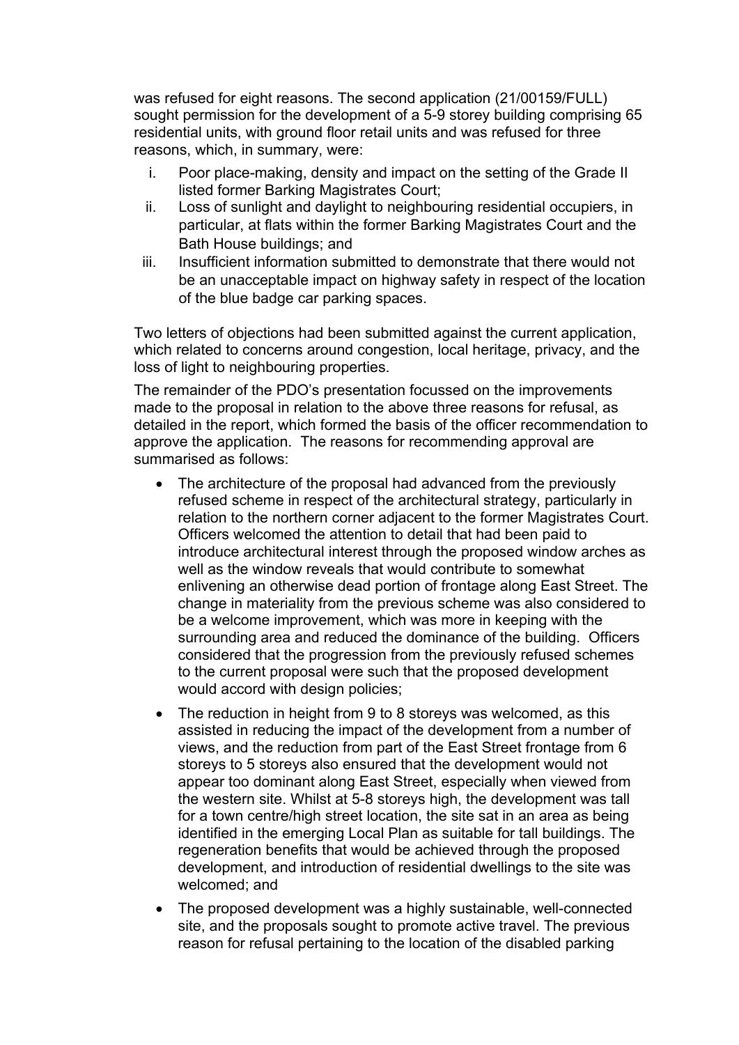was refused for eight reasons. The second application (21/00159/FULL) sought permission for the development of a 5-9 storey building comprising 65 residential units, with ground floor retail units and was refused for three reasons, which, in summary, were:

i. Poor place-making, density and impact on the setting of the Grade II listed former Barking Magistrates Court;
ii. Loss of sunlight and daylight to neighbouring residential occupiers, in particular, at flats within the former Barking Magistrates Court and the Bath House buildings; and
iii. Insufficient information submitted to demonstrate that there would not be an unacceptable impact on highway safety in respect of the location of the blue badge car parking spaces.

Two letters of objections had been submitted against the current application, which related to concerns around congestion, local heritage, privacy, and the loss of light to neighbouring properties.

The remainder of the PDO's presentation focussed on the improvements made to the proposal in relation to the above three reasons for refusal, as detailed in the report, which formed the basis of the officer recommendation to approve the application. The reasons for recommending approval are summarised as follows:

- The architecture of the proposal had advanced from the previously refused scheme in respect of the architectural strategy, particularly in relation to the northern corner adjacent to the former Magistrates Court. Officers welcomed the attention to detail that had been paid to introduce architectural interest through the proposed window arches as well as the window reveals that would contribute to somewhat enlivening an otherwise dead portion of frontage along East Street. The change in materiality from the previous scheme was also considered to be a welcome improvement, which was more in keeping with the surrounding area and reduced the dominance of the building. Officers considered that the progression from the previously refused schemes to the current proposal were such that the proposed development would accord with design policies;
- The reduction in height from 9 to 8 storeys was welcomed, as this assisted in reducing the impact of the development from a number of views, and the reduction from part of the East Street frontage from 6 storeys to 5 storeys also ensured that the development would not appear too dominant along East Street, especially when viewed from the western site. Whilst at 5-8 storeys high, the development was tall for a town centre/high street location, the site sat in an area as being identified in the emerging Local Plan as suitable for tall buildings. The regeneration benefits that would be achieved through the proposed development, and introduction of residential dwellings to the site was welcomed; and
- The proposed development was a highly sustainable, well-connected site, and the proposals sought to promote active travel. The previous reason for refusal pertaining to the location of the disabled parking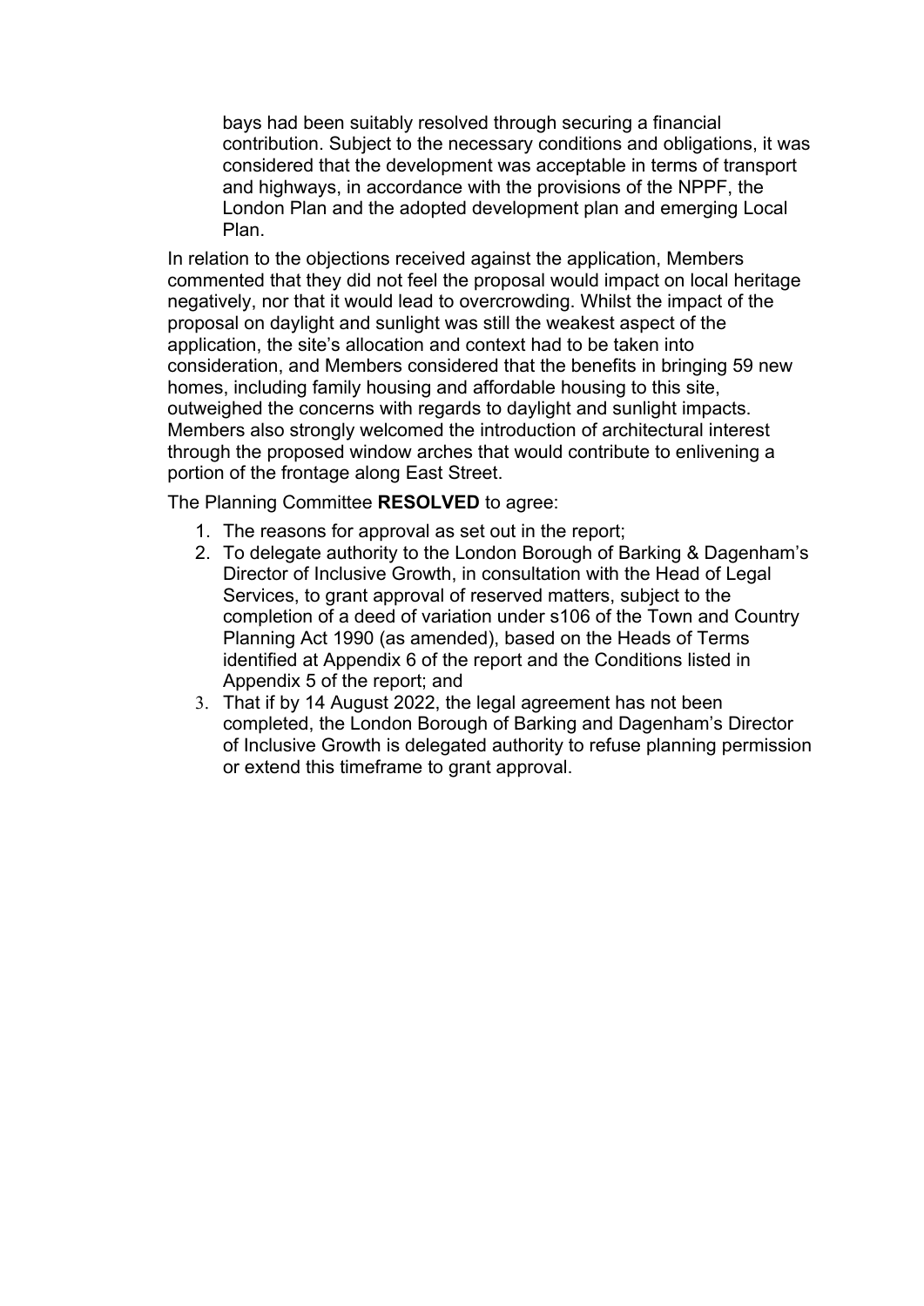bays had been suitably resolved through securing a financial contribution. Subject to the necessary conditions and obligations, it was considered that the development was acceptable in terms of transport and highways, in accordance with the provisions of the NPPF, the London Plan and the adopted development plan and emerging Local Plan.

In relation to the objections received against the application, Members commented that they did not feel the proposal would impact on local heritage negatively, nor that it would lead to overcrowding. Whilst the impact of the proposal on daylight and sunlight was still the weakest aspect of the application, the site's allocation and context had to be taken into consideration, and Members considered that the benefits in bringing 59 new homes, including family housing and affordable housing to this site, outweighed the concerns with regards to daylight and sunlight impacts. Members also strongly welcomed the introduction of architectural interest through the proposed window arches that would contribute to enlivening a portion of the frontage along East Street.

The Planning Committee **RESOLVED** to agree:

1. The reasons for approval as set out in the report;
2. To delegate authority to the London Borough of Barking & Dagenham's Director of Inclusive Growth, in consultation with the Head of Legal Services, to grant approval of reserved matters, subject to the completion of a deed of variation under s106 of the Town and Country Planning Act 1990 (as amended), based on the Heads of Terms identified at Appendix 6 of the report and the Conditions listed in Appendix 5 of the report; and
3. That if by 14 August 2022, the legal agreement has not been completed, the London Borough of Barking and Dagenham's Director of Inclusive Growth is delegated authority to refuse planning permission or extend this timeframe to grant approval.